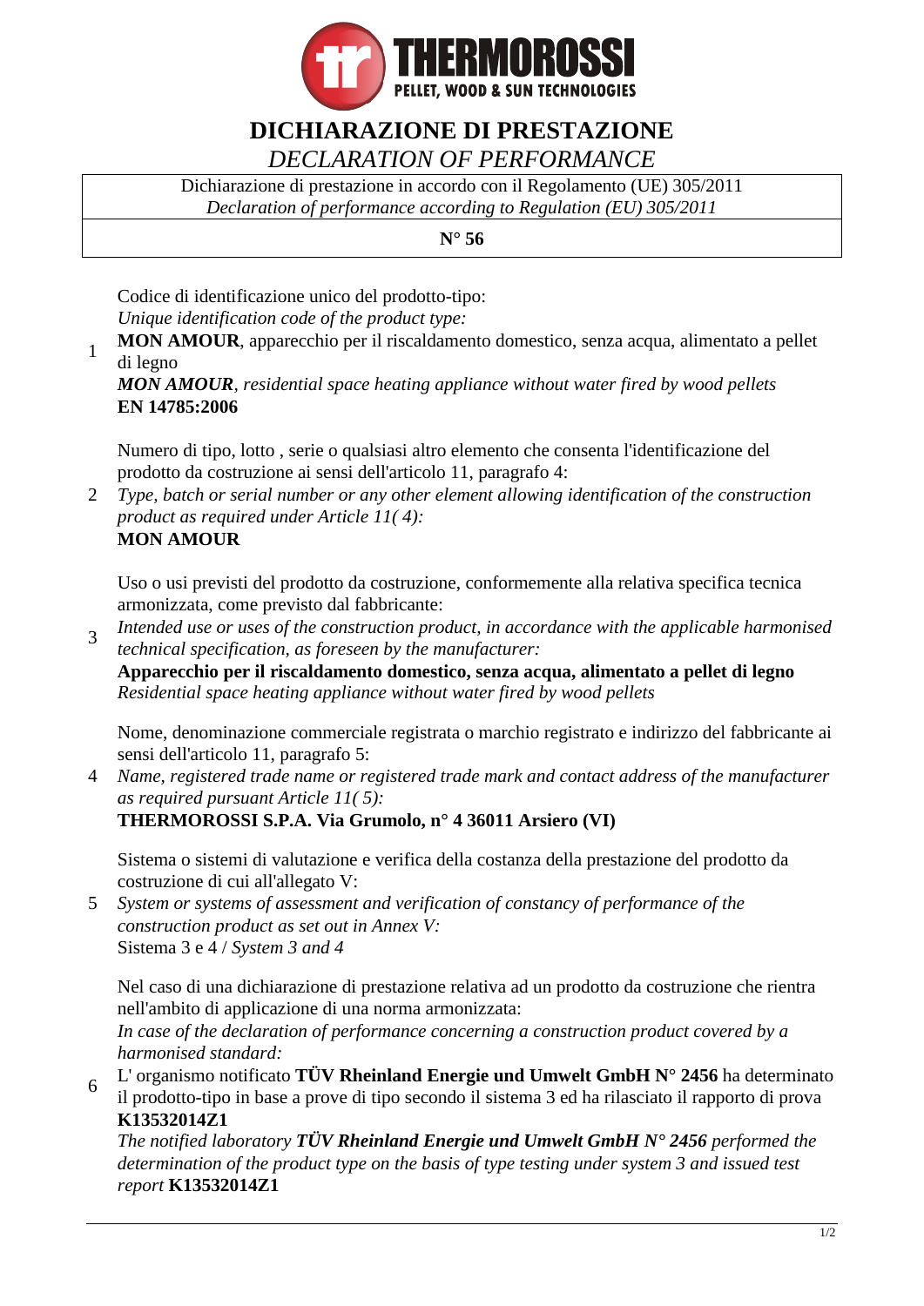THERMOROSSI
PELLET, WOOD & SUN TECHNOLOGIES

# DICHIARAZIONE DI PRESTAZIONE

*DECLARATION OF PERFORMANCE*

Dichiarazione di prestazione in accordo con il Regolamento (UE) 305/2011
*Declaration of performance according to Regulation (EU) 305/2011*

**N° 56**

1. Codice di identificazione unico del prodotto-tipo:
*Unique identification code of the product type:*
**MON AMOUR**, apparecchio per il riscaldamento domestico, senza acqua, alimentato a pellet di legno
***MON AMOUR***, *residential space heating appliance without water fired by wood pellets*
**EN 14785:2006**

2. Numero di tipo, lotto , serie o qualsiasi altro elemento che consenta l'identificazione del prodotto da costruzione ai sensi dell'articolo 11, paragrafo 4:
*Type, batch or serial number or any other element allowing identification of the construction product as required under Article 11( 4):*
**MON AMOUR**

3. Uso o usi previsti del prodotto da costruzione, conformemente alla relativa specifica tecnica armonizzata, come previsto dal fabbricante:
*Intended use or uses of the construction product, in accordance with the applicable harmonised technical specification, as foreseen by the manufacturer:*
**Apparecchio per il riscaldamento domestico, senza acqua, alimentato a pellet di legno**
*Residential space heating appliance without water fired by wood pellets*

4. Nome, denominazione commerciale registrata o marchio registrato e indirizzo del fabbricante ai sensi dell'articolo 11, paragrafo 5:
*Name, registered trade name or registered trade mark and contact address of the manufacturer as required pursuant Article 11( 5):*
**THERMOROSSI S.P.A. Via Grumolo, n° 4 36011 Arsiero (VI)**

5. Sistema o sistemi di valutazione e verifica della costanza della prestazione del prodotto da costruzione di cui all'allegato V:
*System or systems of assessment and verification of constancy of performance of the construction product as set out in Annex V:*
Sistema 3 e 4 / *System 3 and 4*

6. Nel caso di una dichiarazione di prestazione relativa ad un prodotto da costruzione che rientra nell'ambito di applicazione di una norma armonizzata:
*In case of the declaration of performance concerning a construction product covered by a harmonised standard:*
L' organismo notificato **TÜV Rheinland Energie und Umwelt GmbH N° 2456** ha determinato il prodotto-tipo in base a prove di tipo secondo il sistema 3 ed ha rilasciato il rapporto di prova **K13532014Z1**
*The notified laboratory* ***TÜV Rheinland Energie und Umwelt GmbH N° 2456*** *performed the determination of the product type on the basis of type testing under system 3 and issued test report* **K13532014Z1**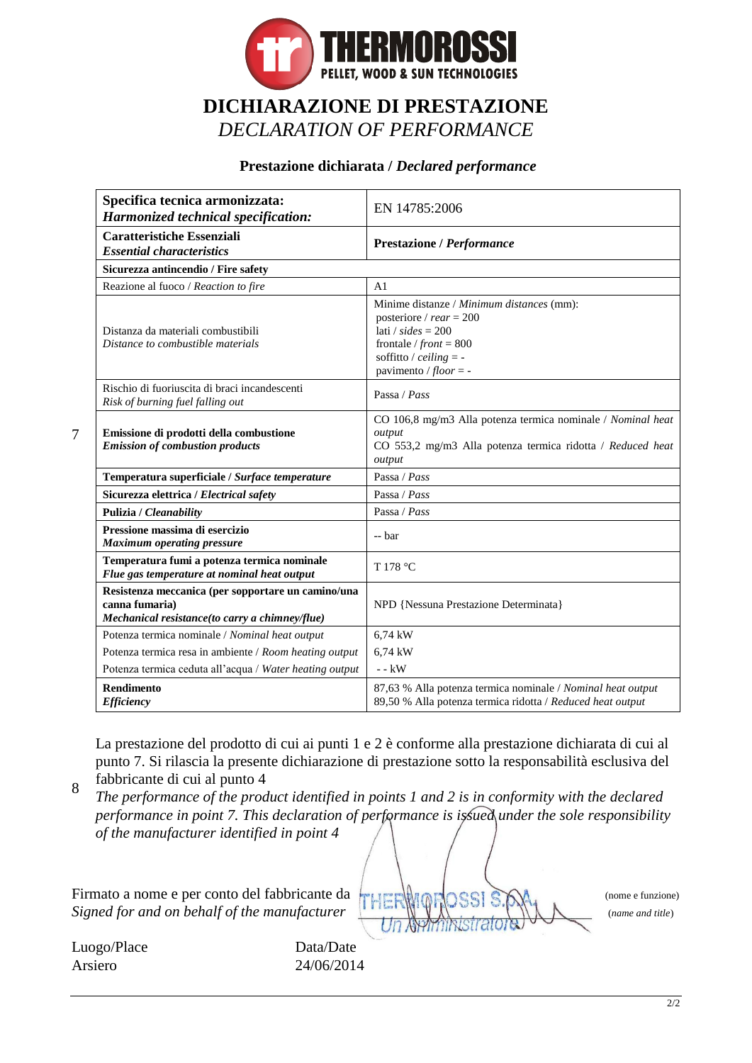THERMOROSSI
PELLET, WOOD & SUN TECHNOLOGIES

# DICHIARAZIONE DI PRESTAZIONE
## *DECLARATION OF PERFORMANCE*

### Prestazione dichiarata / *Declared performance*

7

| | |
|---|---|
| **Specifica tecnica armonizzata:** ***Harmonized technical specification:*** | EN 14785:2006 |
| **Caratteristiche Essenziali** ***Essential characteristics*** | **Prestazione / *Performance*** |
| **Sicurezza antincendio / Fire safety** | |
| Reazione al fuoco / *Reaction to fire* | A1 |
| Distanza da materiali combustibili *Distance to combustible materials* | Minime distanze / *Minimum distances* (mm): posteriore / *rear* = 200 lati / *sides* = 200 frontale / *front* = 800 soffitto / *ceiling* = - pavimento / *floor* = - |
| Rischio di fuoriuscita di braci incandescenti *Risk of burning fuel falling out* | Passa / *Pass* |
| **Emissione di prodotti della combustione** ***Emission of combustion products*** | CO 106,8 mg/m3 Alla potenza termica nominale / *Nominal heat output* CO 553,2 mg/m3 Alla potenza termica ridotta / *Reduced heat output* |
| **Temperatura superficiale / *Surface temperature*** | Passa / *Pass* |
| **Sicurezza elettrica / *Electrical safety*** | Passa / *Pass* |
| **Pulizia / *Cleanability*** | Passa / *Pass* |
| **Pressione massima di esercizio** ***Maximum operating pressure*** | -- bar |
| **Temperatura fumi a potenza termica nominale** ***Flue gas temperature at nominal heat output*** | T 178 °C |
| **Resistenza meccanica (per sopportare un camino/una canna fumaria)** ***Mechanical resistance(to carry a chimney/flue)*** | NPD {Nessuna Prestazione Determinata} |
| Potenza termica nominale / *Nominal heat output* | 6,74 kW |
| Potenza termica resa in ambiente / *Room heating output* | 6,74 kW |
| Potenza termica ceduta all'acqua / *Water heating output* | - - kW |
| **Rendimento** ***Efficiency*** | 87,63 % Alla potenza termica nominale / *Nominal heat output* 89,50 % Alla potenza termica ridotta / *Reduced heat output* |

8

La prestazione del prodotto di cui ai punti 1 e 2 è conforme alla prestazione dichiarata di cui al punto 7. Si rilascia la presente dichiarazione di prestazione sotto la responsabilità esclusiva del fabbricante di cui al punto 4

*The performance of the product identified in points 1 and 2 is in conformity with the declared performance in point 7. This declaration of performance is issued under the sole responsibility of the manufacturer identified in point 4*

Firmato a nome e per conto del fabbricante da
*Signed for and on behalf of the manufacturer*

THERMOROSSI S.p.A.
Un Amministratore

(nome e funzione)
(*name and title*)

Luogo/Place
Arsiero

Data/Date
24/06/2014